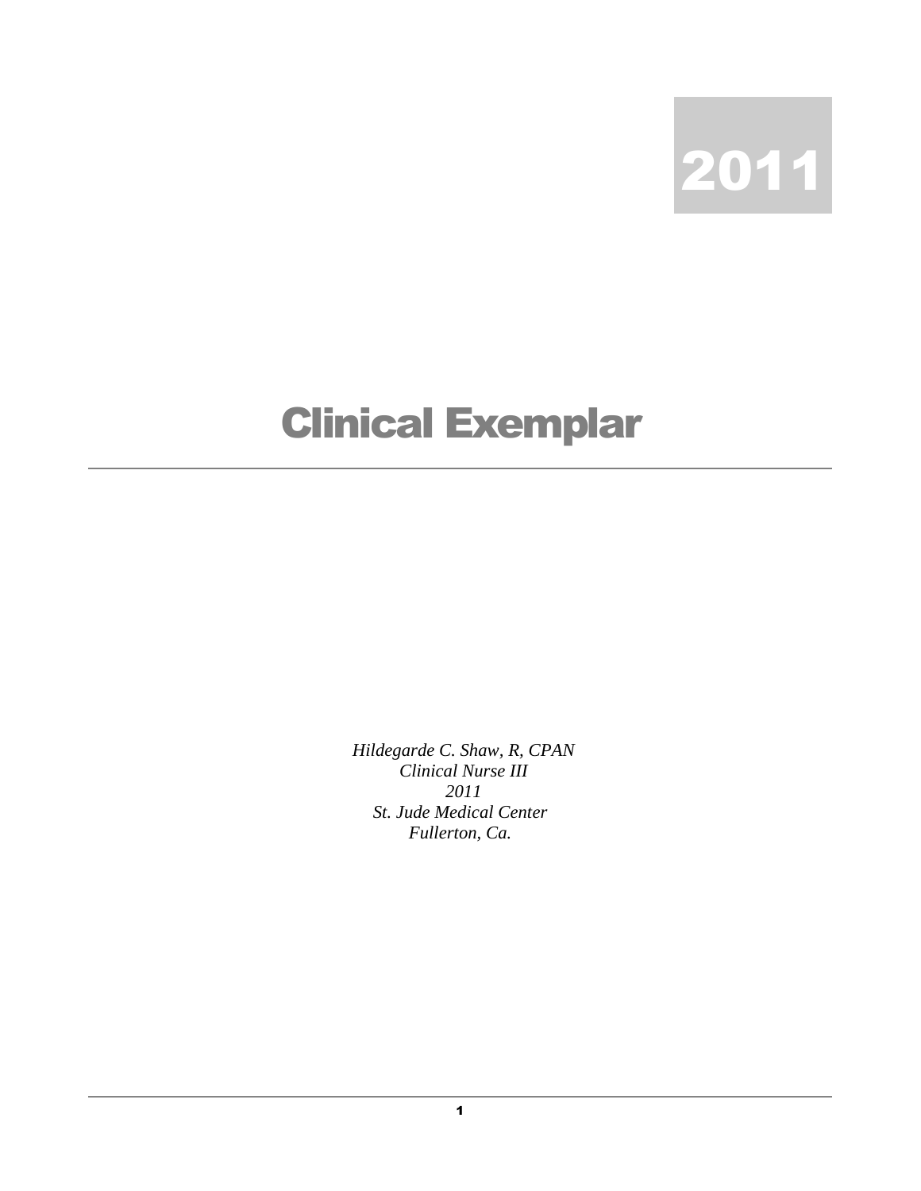2011

# Clinical Exemplar

---

*Hildegarde C. Shaw, R, CPAN*
*Clinical Nurse III*
*2011*
*St. Jude Medical Center*
*Fullerton, Ca.*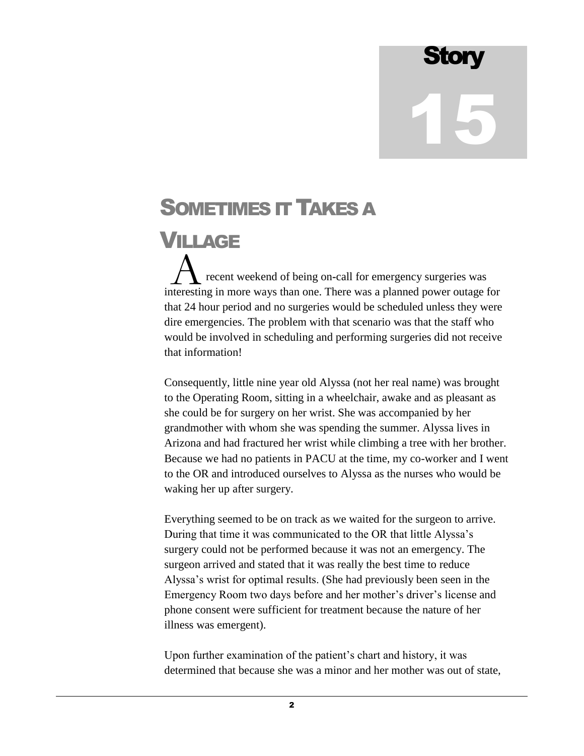# Story 15

## Sometimes it Takes a Village

A recent weekend of being on-call for emergency surgeries was interesting in more ways than one. There was a planned power outage for that 24 hour period and no surgeries would be scheduled unless they were dire emergencies. The problem with that scenario was that the staff who would be involved in scheduling and performing surgeries did not receive that information!

Consequently, little nine year old Alyssa (not her real name) was brought to the Operating Room, sitting in a wheelchair, awake and as pleasant as she could be for surgery on her wrist. She was accompanied by her grandmother with whom she was spending the summer. Alyssa lives in Arizona and had fractured her wrist while climbing a tree with her brother. Because we had no patients in PACU at the time, my co-worker and I went to the OR and introduced ourselves to Alyssa as the nurses who would be waking her up after surgery.

Everything seemed to be on track as we waited for the surgeon to arrive. During that time it was communicated to the OR that little Alyssa's surgery could not be performed because it was not an emergency. The surgeon arrived and stated that it was really the best time to reduce Alyssa's wrist for optimal results. (She had previously been seen in the Emergency Room two days before and her mother's driver's license and phone consent were sufficient for treatment because the nature of her illness was emergent).

Upon further examination of the patient's chart and history, it was determined that because she was a minor and her mother was out of state,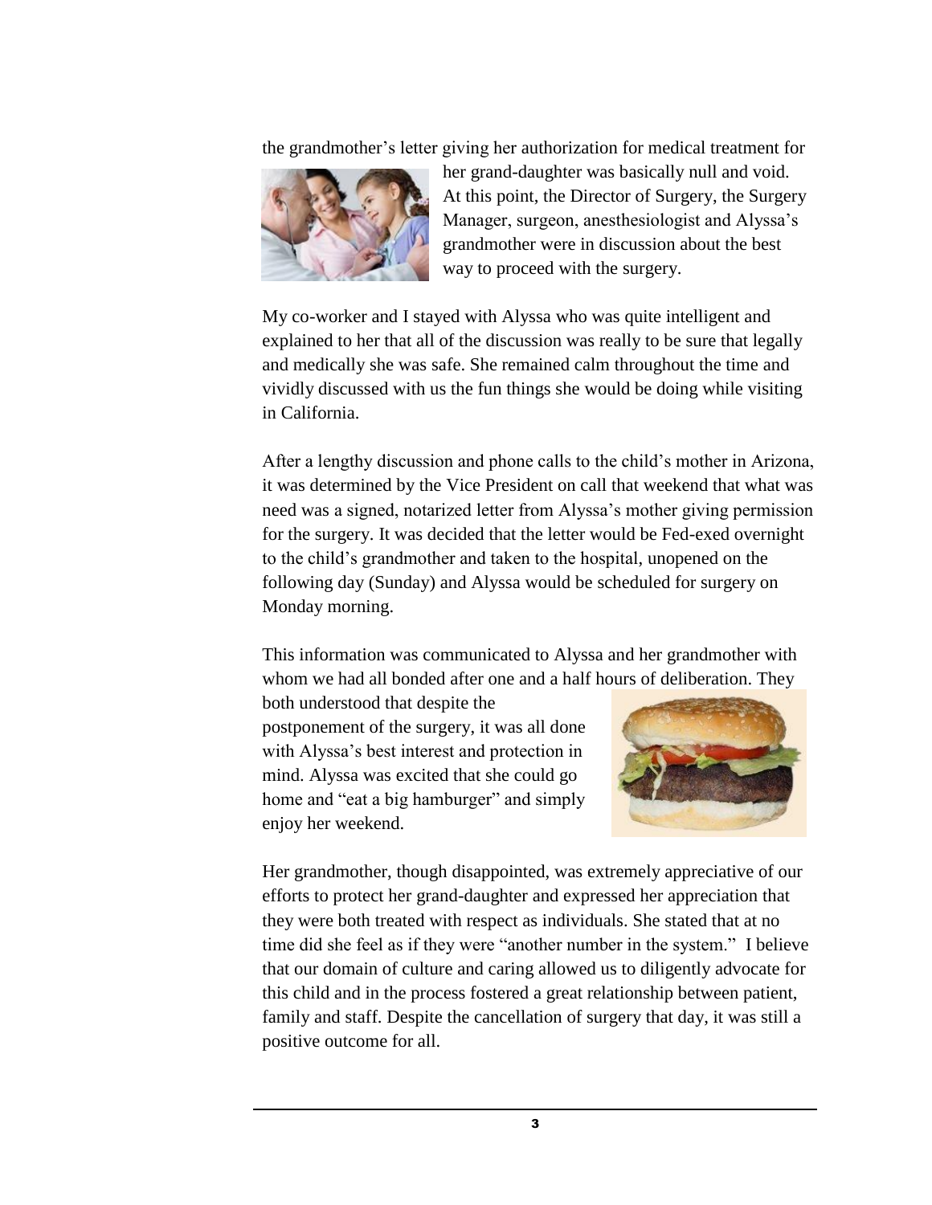the grandmother's letter giving her authorization for medical treatment for her grand-daughter was basically null and void. At this point, the Director of Surgery, the Surgery Manager, surgeon, anesthesiologist and Alyssa's grandmother were in discussion about the best way to proceed with the surgery.

My co-worker and I stayed with Alyssa who was quite intelligent and explained to her that all of the discussion was really to be sure that legally and medically she was safe. She remained calm throughout the time and vividly discussed with us the fun things she would be doing while visiting in California.

After a lengthy discussion and phone calls to the child's mother in Arizona, it was determined by the Vice President on call that weekend that what was need was a signed, notarized letter from Alyssa's mother giving permission for the surgery. It was decided that the letter would be Fed-exed overnight to the child's grandmother and taken to the hospital, unopened on the following day (Sunday) and Alyssa would be scheduled for surgery on Monday morning.

This information was communicated to Alyssa and her grandmother with whom we had all bonded after one and a half hours of deliberation. They both understood that despite the postponement of the surgery, it was all done with Alyssa's best interest and protection in mind. Alyssa was excited that she could go home and "eat a big hamburger" and simply enjoy her weekend.

Her grandmother, though disappointed, was extremely appreciative of our efforts to protect her grand-daughter and expressed her appreciation that they were both treated with respect as individuals. She stated that at no time did she feel as if they were "another number in the system." I believe that our domain of culture and caring allowed us to diligently advocate for this child and in the process fostered a great relationship between patient, family and staff. Despite the cancellation of surgery that day, it was still a positive outcome for all.